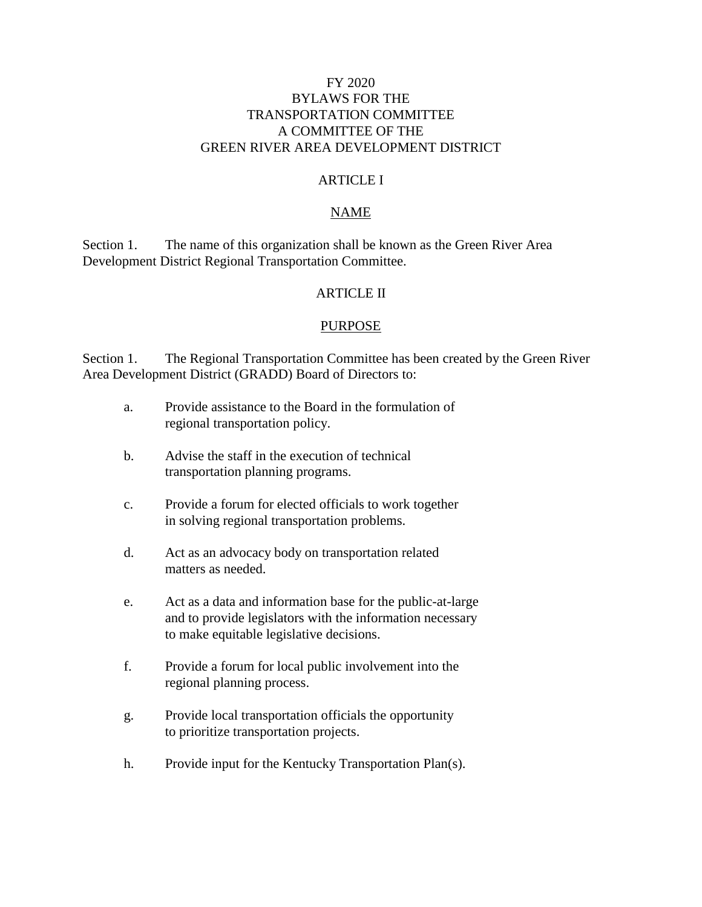# FY 2020
# BYLAWS FOR THE
# TRANSPORTATION COMMITTEE
# A COMMITTEE OF THE
# GREEN RIVER AREA DEVELOPMENT DISTRICT

## ARTICLE I

### NAME

Section 1. The name of this organization shall be known as the Green River Area Development District Regional Transportation Committee.

## ARTICLE II

### PURPOSE

Section 1. The Regional Transportation Committee has been created by the Green River Area Development District (GRADD) Board of Directors to:

a. Provide assistance to the Board in the formulation of regional transportation policy.

b. Advise the staff in the execution of technical transportation planning programs.

c. Provide a forum for elected officials to work together in solving regional transportation problems.

d. Act as an advocacy body on transportation related matters as needed.

e. Act as a data and information base for the public-at-large and to provide legislators with the information necessary to make equitable legislative decisions.

f. Provide a forum for local public involvement into the regional planning process.

g. Provide local transportation officials the opportunity to prioritize transportation projects.

h. Provide input for the Kentucky Transportation Plan(s).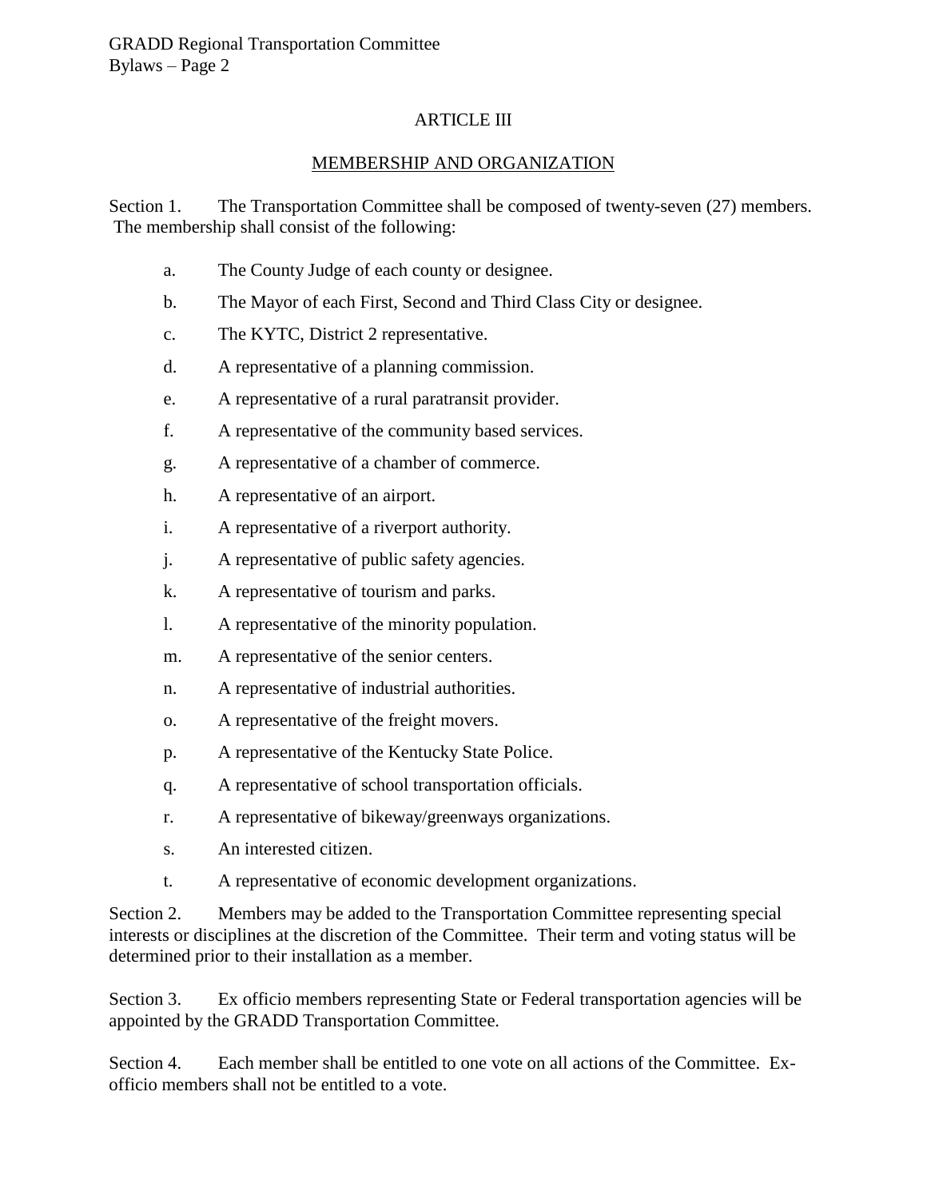## ARTICLE III

## MEMBERSHIP AND ORGANIZATION

Section 1. The Transportation Committee shall be composed of twenty-seven (27) members. The membership shall consist of the following:

a. The County Judge of each county or designee.

b. The Mayor of each First, Second and Third Class City or designee.

c. The KYTC, District 2 representative.

d. A representative of a planning commission.

e. A representative of a rural paratransit provider.

f. A representative of the community based services.

g. A representative of a chamber of commerce.

h. A representative of an airport.

i. A representative of a riverport authority.

j. A representative of public safety agencies.

k. A representative of tourism and parks.

l. A representative of the minority population.

m. A representative of the senior centers.

n. A representative of industrial authorities.

o. A representative of the freight movers.

p. A representative of the Kentucky State Police.

q. A representative of school transportation officials.

r. A representative of bikeway/greenways organizations.

s. An interested citizen.

t. A representative of economic development organizations.

Section 2. Members may be added to the Transportation Committee representing special interests or disciplines at the discretion of the Committee. Their term and voting status will be determined prior to their installation as a member.

Section 3. Ex officio members representing State or Federal transportation agencies will be appointed by the GRADD Transportation Committee.

Section 4. Each member shall be entitled to one vote on all actions of the Committee. Ex-officio members shall not be entitled to a vote.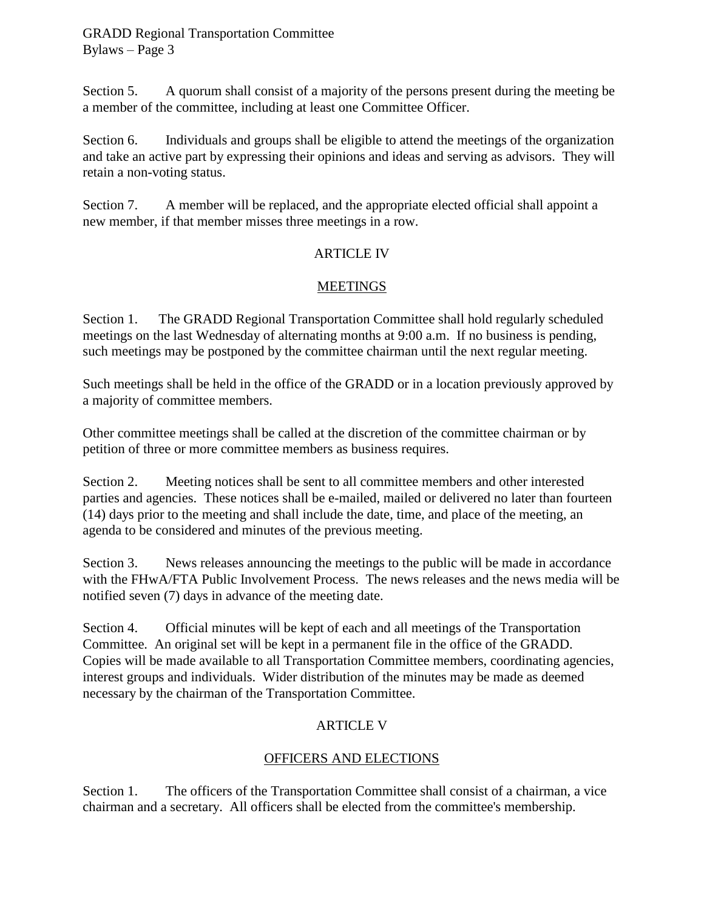Section 5. A quorum shall consist of a majority of the persons present during the meeting be a member of the committee, including at least one Committee Officer.

Section 6. Individuals and groups shall be eligible to attend the meetings of the organization and take an active part by expressing their opinions and ideas and serving as advisors. They will retain a non-voting status.

Section 7. A member will be replaced, and the appropriate elected official shall appoint a new member, if that member misses three meetings in a row.

## ARTICLE IV

## MEETINGS

Section 1. The GRADD Regional Transportation Committee shall hold regularly scheduled meetings on the last Wednesday of alternating months at 9:00 a.m. If no business is pending, such meetings may be postponed by the committee chairman until the next regular meeting.

Such meetings shall be held in the office of the GRADD or in a location previously approved by a majority of committee members.

Other committee meetings shall be called at the discretion of the committee chairman or by petition of three or more committee members as business requires.

Section 2. Meeting notices shall be sent to all committee members and other interested parties and agencies. These notices shall be e-mailed, mailed or delivered no later than fourteen (14) days prior to the meeting and shall include the date, time, and place of the meeting, an agenda to be considered and minutes of the previous meeting.

Section 3. News releases announcing the meetings to the public will be made in accordance with the FHwA/FTA Public Involvement Process. The news releases and the news media will be notified seven (7) days in advance of the meeting date.

Section 4. Official minutes will be kept of each and all meetings of the Transportation Committee. An original set will be kept in a permanent file in the office of the GRADD. Copies will be made available to all Transportation Committee members, coordinating agencies, interest groups and individuals. Wider distribution of the minutes may be made as deemed necessary by the chairman of the Transportation Committee.

## ARTICLE V

## OFFICERS AND ELECTIONS

Section 1. The officers of the Transportation Committee shall consist of a chairman, a vice chairman and a secretary. All officers shall be elected from the committee's membership.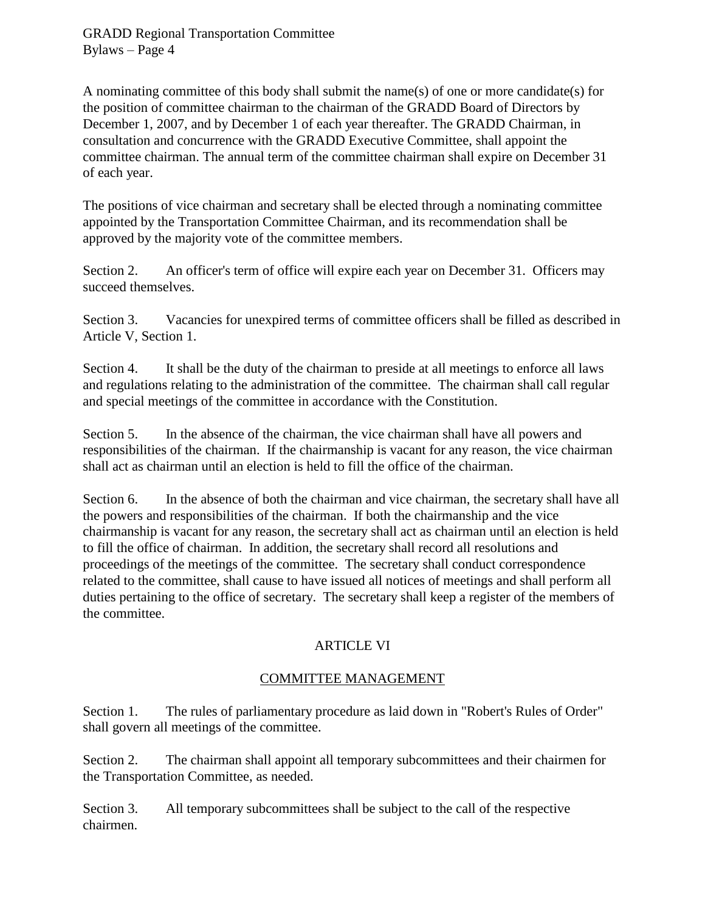A nominating committee of this body shall submit the name(s) of one or more candidate(s) for the position of committee chairman to the chairman of the GRADD Board of Directors by December 1, 2007, and by December 1 of each year thereafter. The GRADD Chairman, in consultation and concurrence with the GRADD Executive Committee, shall appoint the committee chairman. The annual term of the committee chairman shall expire on December 31 of each year.

The positions of vice chairman and secretary shall be elected through a nominating committee appointed by the Transportation Committee Chairman, and its recommendation shall be approved by the majority vote of the committee members.

Section 2. An officer's term of office will expire each year on December 31. Officers may succeed themselves.

Section 3. Vacancies for unexpired terms of committee officers shall be filled as described in Article V, Section 1.

Section 4. It shall be the duty of the chairman to preside at all meetings to enforce all laws and regulations relating to the administration of the committee. The chairman shall call regular and special meetings of the committee in accordance with the Constitution.

Section 5. In the absence of the chairman, the vice chairman shall have all powers and responsibilities of the chairman. If the chairmanship is vacant for any reason, the vice chairman shall act as chairman until an election is held to fill the office of the chairman.

Section 6. In the absence of both the chairman and vice chairman, the secretary shall have all the powers and responsibilities of the chairman. If both the chairmanship and the vice chairmanship is vacant for any reason, the secretary shall act as chairman until an election is held to fill the office of chairman. In addition, the secretary shall record all resolutions and proceedings of the meetings of the committee. The secretary shall conduct correspondence related to the committee, shall cause to have issued all notices of meetings and shall perform all duties pertaining to the office of secretary. The secretary shall keep a register of the members of the committee.

## ARTICLE VI

## COMMITTEE MANAGEMENT

Section 1. The rules of parliamentary procedure as laid down in "Robert's Rules of Order" shall govern all meetings of the committee.

Section 2. The chairman shall appoint all temporary subcommittees and their chairmen for the Transportation Committee, as needed.

Section 3. All temporary subcommittees shall be subject to the call of the respective chairmen.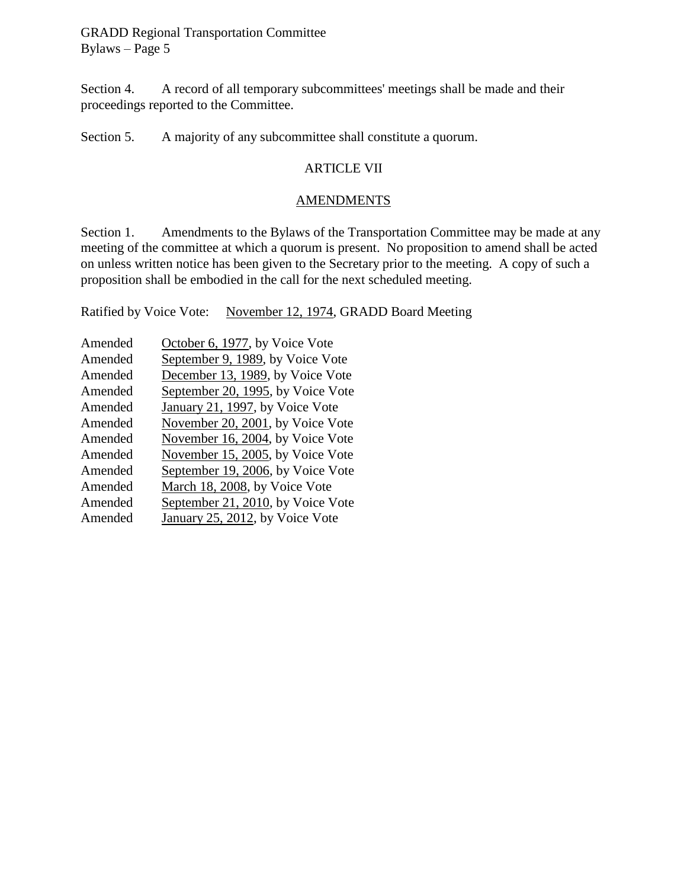Section 4. A record of all temporary subcommittees' meetings shall be made and their proceedings reported to the Committee.

Section 5. A majority of any subcommittee shall constitute a quorum.

## ARTICLE VII

## AMENDMENTS

Section 1. Amendments to the Bylaws of the Transportation Committee may be made at any meeting of the committee at which a quorum is present. No proposition to amend shall be acted on unless written notice has been given to the Secretary prior to the meeting. A copy of such a proposition shall be embodied in the call for the next scheduled meeting.

Ratified by Voice Vote: November 12, 1974, GRADD Board Meeting

Amended October 6, 1977, by Voice Vote
Amended September 9, 1989, by Voice Vote
Amended December 13, 1989, by Voice Vote
Amended September 20, 1995, by Voice Vote
Amended January 21, 1997, by Voice Vote
Amended November 20, 2001, by Voice Vote
Amended November 16, 2004, by Voice Vote
Amended November 15, 2005, by Voice Vote
Amended September 19, 2006, by Voice Vote
Amended March 18, 2008, by Voice Vote
Amended September 21, 2010, by Voice Vote
Amended January 25, 2012, by Voice Vote